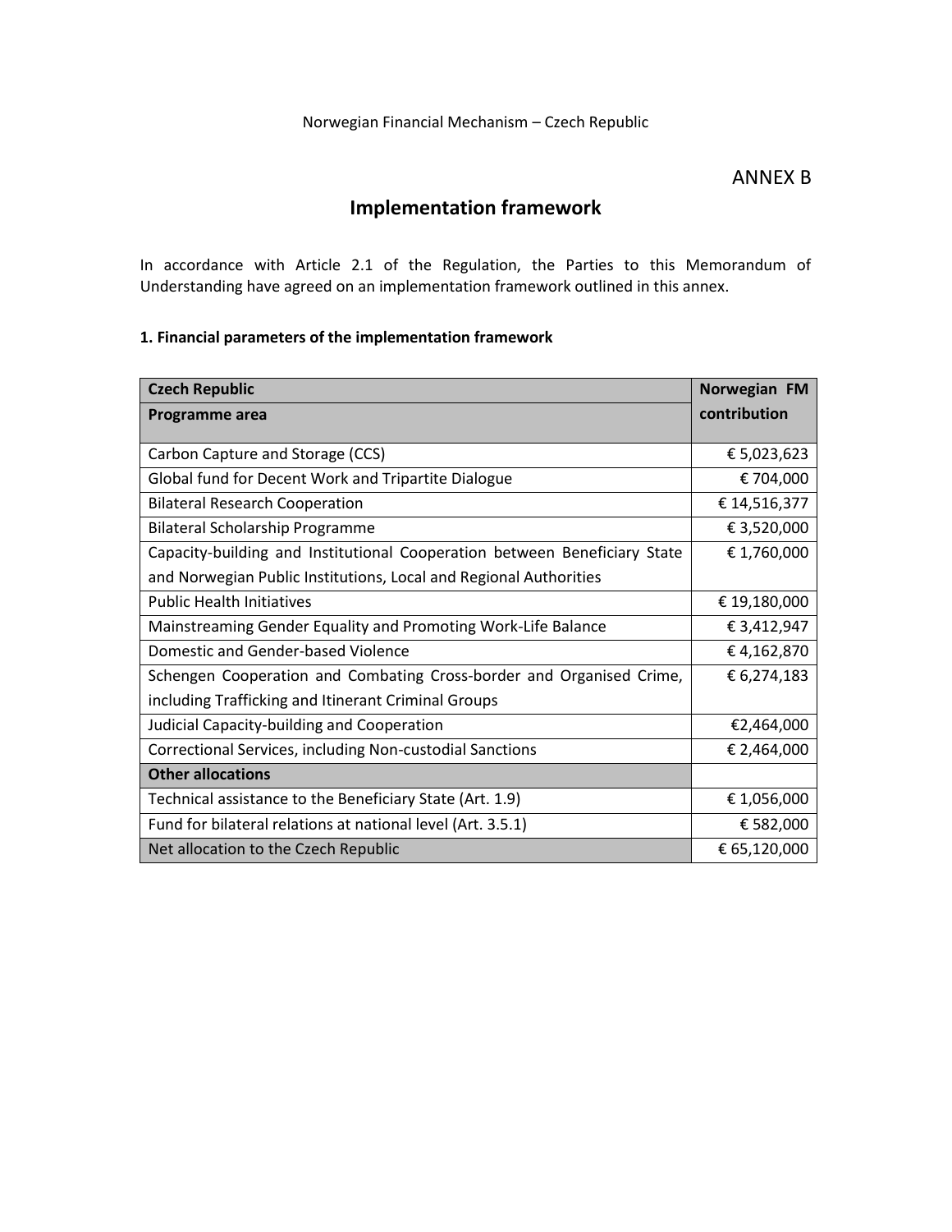Norwegian Financial Mechanism – Czech Republic

ANNEX B

# Implementation framework

In accordance with Article 2.1 of the Regulation, the Parties to this Memorandum of Understanding have agreed on an implementation framework outlined in this annex.

**1. Financial parameters of the implementation framework**

| **Czech Republic**<br>**Programme area** | **Norwegian FM contribution** |
|---|---|
| Carbon Capture and Storage (CCS) | € 5,023,623 |
| Global fund for Decent Work and Tripartite Dialogue | € 704,000 |
| Bilateral Research Cooperation | € 14,516,377 |
| Bilateral Scholarship Programme | € 3,520,000 |
| Capacity-building and Institutional Cooperation between Beneficiary State and Norwegian Public Institutions, Local and Regional Authorities | € 1,760,000 |
| Public Health Initiatives | € 19,180,000 |
| Mainstreaming Gender Equality and Promoting Work-Life Balance | € 3,412,947 |
| Domestic and Gender-based Violence | € 4,162,870 |
| Schengen Cooperation and Combating Cross-border and Organised Crime, including Trafficking and Itinerant Criminal Groups | € 6,274,183 |
| Judicial Capacity-building and Cooperation | €2,464,000 |
| Correctional Services, including Non-custodial Sanctions | € 2,464,000 |
| **Other allocations** | |
| Technical assistance to the Beneficiary State (Art. 1.9) | € 1,056,000 |
| Fund for bilateral relations at national level (Art. 3.5.1) | € 582,000 |
| Net allocation to the Czech Republic | € 65,120,000 |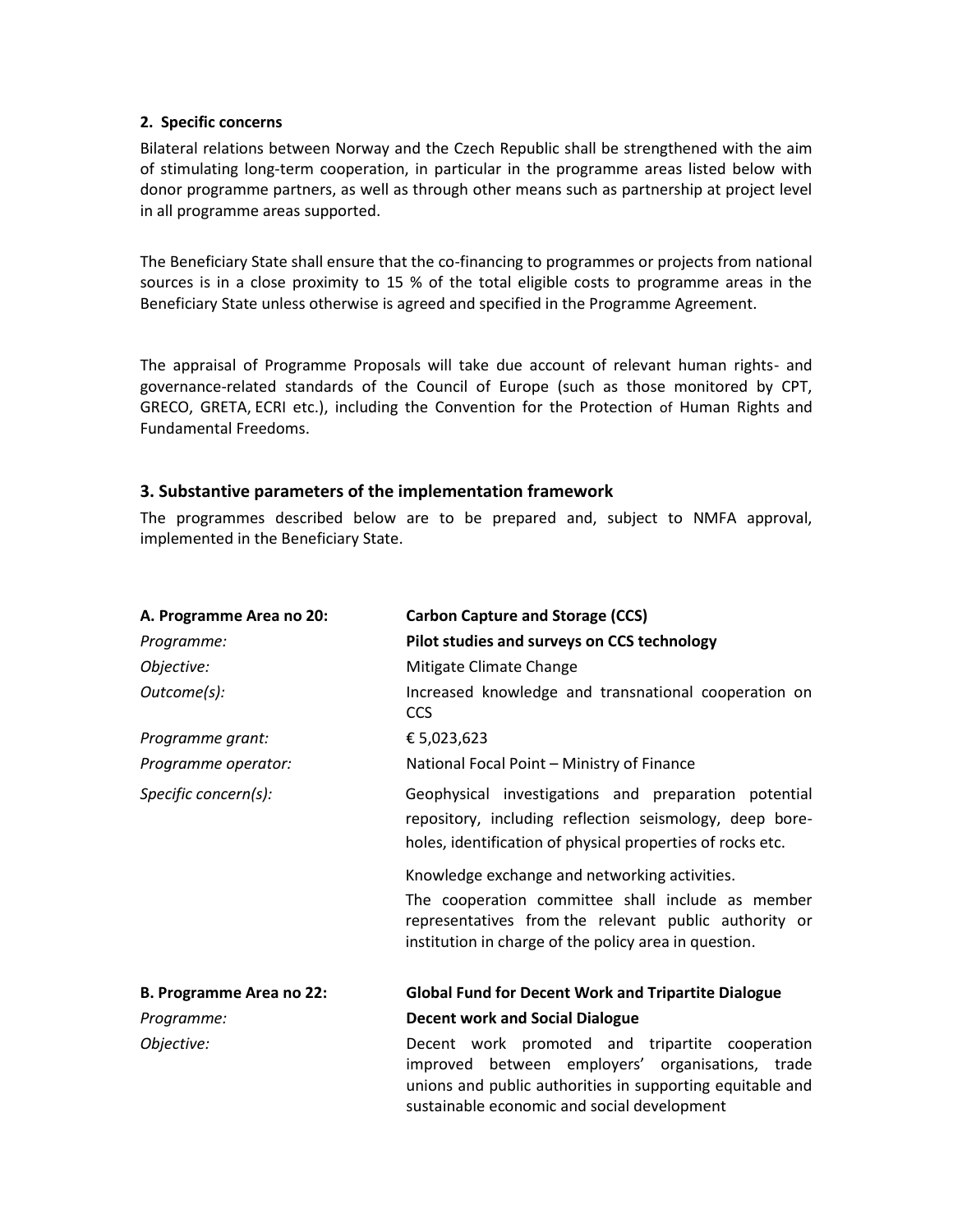### 2. Specific concerns

Bilateral relations between Norway and the Czech Republic shall be strengthened with the aim of stimulating long-term cooperation, in particular in the programme areas listed below with donor programme partners, as well as through other means such as partnership at project level in all programme areas supported.

The Beneficiary State shall ensure that the co-financing to programmes or projects from national sources is in a close proximity to 15 % of the total eligible costs to programme areas in the Beneficiary State unless otherwise is agreed and specified in the Programme Agreement.

The appraisal of Programme Proposals will take due account of relevant human rights- and governance-related standards of the Council of Europe (such as those monitored by CPT, GRECO, GRETA, ECRI etc.), including the Convention for the Protection of Human Rights and Fundamental Freedoms.

## 3. Substantive parameters of the implementation framework

The programmes described below are to be prepared and, subject to NMFA approval, implemented in the Beneficiary State.

| **A. Programme Area no 20:** | **Carbon Capture and Storage (CCS)** |
|---|---|
| *Programme:* | **Pilot studies and surveys on CCS technology** |
| *Objective:* | Mitigate Climate Change |
| *Outcome(s):* | Increased knowledge and transnational cooperation on CCS |
| *Programme grant:* | € 5,023,623 |
| *Programme operator:* | National Focal Point – Ministry of Finance |
| *Specific concern(s):* | Geophysical investigations and preparation potential repository, including reflection seismology, deep bore-holes, identification of physical properties of rocks etc.<br><br>Knowledge exchange and networking activities.<br>The cooperation committee shall include as member representatives from the relevant public authority or institution in charge of the policy area in question. |

| **B. Programme Area no 22:** | **Global Fund for Decent Work and Tripartite Dialogue** |
|---|---|
| *Programme:* | **Decent work and Social Dialogue** |
| *Objective:* | Decent work promoted and tripartite cooperation improved between employers' organisations, trade unions and public authorities in supporting equitable and sustainable economic and social development |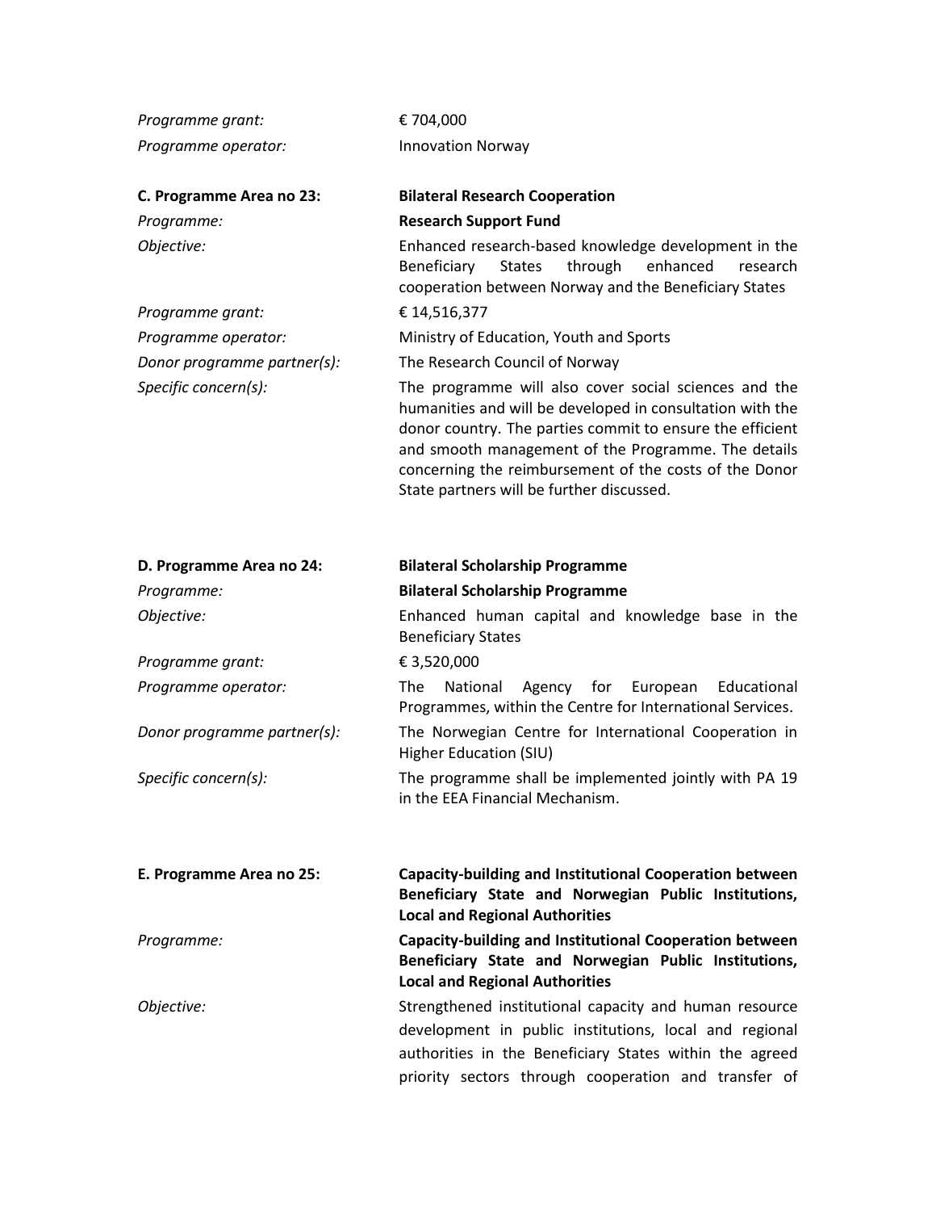*Programme grant:* € 704,000

*Programme operator:* Innovation Norway

**C. Programme Area no 23: Bilateral Research Cooperation**

*Programme:* **Research Support Fund**

*Objective:* Enhanced research-based knowledge development in the Beneficiary States through enhanced research cooperation between Norway and the Beneficiary States

*Programme grant:* € 14,516,377

*Programme operator:* Ministry of Education, Youth and Sports

*Donor programme partner(s):* The Research Council of Norway

*Specific concern(s):* The programme will also cover social sciences and the humanities and will be developed in consultation with the donor country. The parties commit to ensure the efficient and smooth management of the Programme. The details concerning the reimbursement of the costs of the Donor State partners will be further discussed.

**D. Programme Area no 24: Bilateral Scholarship Programme**

*Programme:* **Bilateral Scholarship Programme**

*Objective:* Enhanced human capital and knowledge base in the Beneficiary States

*Programme grant:* € 3,520,000

*Programme operator:* The National Agency for European Educational Programmes, within the Centre for International Services.

*Donor programme partner(s):* The Norwegian Centre for International Cooperation in Higher Education (SIU)

*Specific concern(s):* The programme shall be implemented jointly with PA 19 in the EEA Financial Mechanism.

**E. Programme Area no 25: Capacity-building and Institutional Cooperation between Beneficiary State and Norwegian Public Institutions, Local and Regional Authorities**

*Programme:* **Capacity-building and Institutional Cooperation between Beneficiary State and Norwegian Public Institutions, Local and Regional Authorities**

*Objective:* Strengthened institutional capacity and human resource development in public institutions, local and regional authorities in the Beneficiary States within the agreed priority sectors through cooperation and transfer of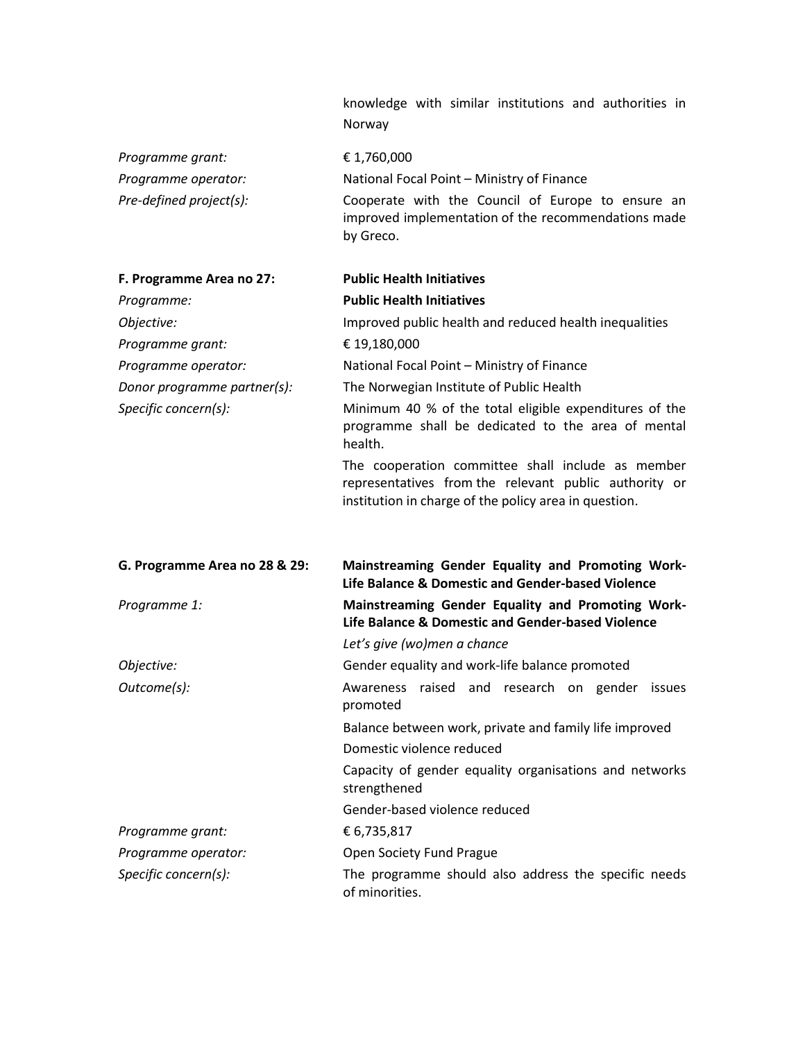knowledge with similar institutions and authorities in Norway

*Programme grant:* € 1,760,000

*Programme operator:* National Focal Point – Ministry of Finance

*Pre-defined project(s):* Cooperate with the Council of Europe to ensure an improved implementation of the recommendations made by Greco.

**F. Programme Area no 27:** **Public Health Initiatives**

*Programme:* **Public Health Initiatives**

*Objective:* Improved public health and reduced health inequalities

*Programme grant:* € 19,180,000

*Programme operator:* National Focal Point – Ministry of Finance

*Donor programme partner(s):* The Norwegian Institute of Public Health

*Specific concern(s):* Minimum 40 % of the total eligible expenditures of the programme shall be dedicated to the area of mental health.

The cooperation committee shall include as member representatives from the relevant public authority or institution in charge of the policy area in question.

**G. Programme Area no 28 & 29:** **Mainstreaming Gender Equality and Promoting Work-Life Balance & Domestic and Gender-based Violence**

*Programme 1:* **Mainstreaming Gender Equality and Promoting Work-Life Balance & Domestic and Gender-based Violence**

*Let's give (wo)men a chance*

*Objective:* Gender equality and work-life balance promoted

*Outcome(s):*

Awareness raised and research on gender issues promoted

Balance between work, private and family life improved

Domestic violence reduced

Capacity of gender equality organisations and networks strengthened

Gender-based violence reduced

*Programme grant:* € 6,735,817

*Programme operator:* Open Society Fund Prague

*Specific concern(s):* The programme should also address the specific needs of minorities.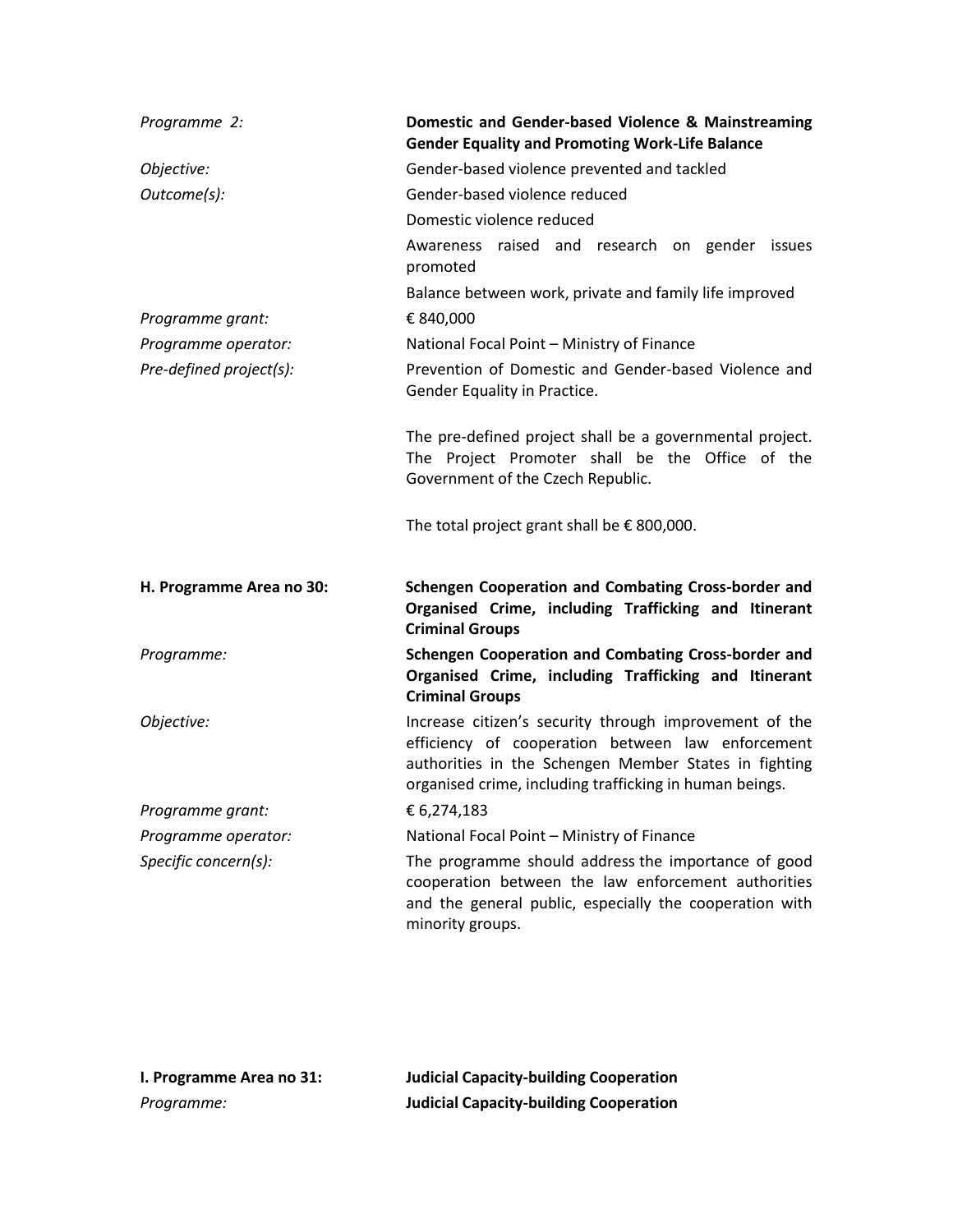*Programme 2:* **Domestic and Gender-based Violence & Mainstreaming Gender Equality and Promoting Work-Life Balance**

*Objective:* Gender-based violence prevented and tackled

*Outcome(s):* Gender-based violence reduced

Domestic violence reduced

Awareness raised and research on gender issues promoted

Balance between work, private and family life improved

*Programme grant:* € 840,000

*Programme operator:* National Focal Point – Ministry of Finance

*Pre-defined project(s):* Prevention of Domestic and Gender-based Violence and Gender Equality in Practice.

The pre-defined project shall be a governmental project. The Project Promoter shall be the Office of the Government of the Czech Republic.

The total project grant shall be € 800,000.

**H. Programme Area no 30:** **Schengen Cooperation and Combating Cross-border and Organised Crime, including Trafficking and Itinerant Criminal Groups**

*Programme:* **Schengen Cooperation and Combating Cross-border and Organised Crime, including Trafficking and Itinerant Criminal Groups**

*Objective:* Increase citizen's security through improvement of the efficiency of cooperation between law enforcement authorities in the Schengen Member States in fighting organised crime, including trafficking in human beings.

*Programme grant:* € 6,274,183

*Programme operator:* National Focal Point – Ministry of Finance

*Specific concern(s):* The programme should address the importance of good cooperation between the law enforcement authorities and the general public, especially the cooperation with minority groups.

**I. Programme Area no 31:** **Judicial Capacity-building Cooperation**

*Programme:* **Judicial Capacity-building Cooperation**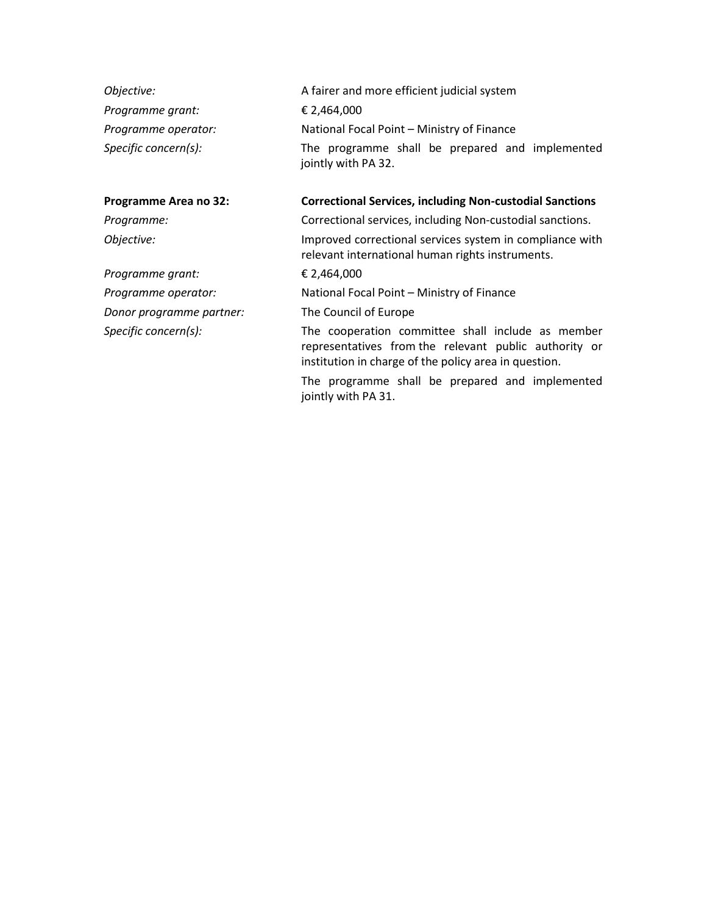*Objective:* A fairer and more efficient judicial system

*Programme grant:* € 2,464,000

*Programme operator:* National Focal Point – Ministry of Finance

*Specific concern(s):* The programme shall be prepared and implemented jointly with PA 32.

**Programme Area no 32:** **Correctional Services, including Non-custodial Sanctions**

*Programme:* Correctional services, including Non-custodial sanctions.

*Objective:* Improved correctional services system in compliance with relevant international human rights instruments.

*Programme grant:* € 2,464,000

*Programme operator:* National Focal Point – Ministry of Finance

*Donor programme partner:* The Council of Europe

*Specific concern(s):* The cooperation committee shall include as member representatives from the relevant public authority or institution in charge of the policy area in question.

The programme shall be prepared and implemented jointly with PA 31.